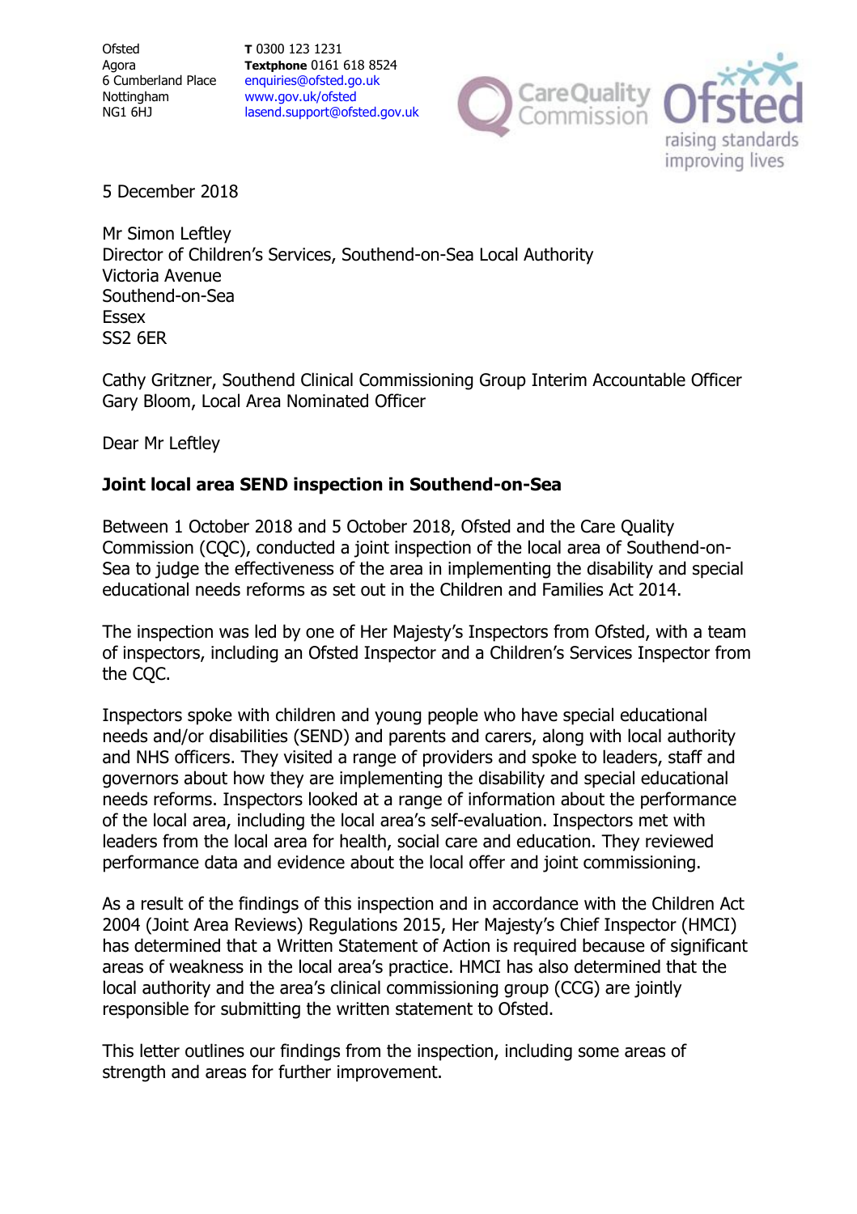Ofsted
Agora
6 Cumberland Place
Nottingham
NG1 6HJ

**T** 0300 123 1231
**Textphone** 0161 618 8524
enquiries@ofsted.gov.uk
www.gov.uk/ofsted
lasend.support@ofsted.gov.uk

5 December 2018

Mr Simon Leftley
Director of Children's Services, Southend-on-Sea Local Authority
Victoria Avenue
Southend-on-Sea
Essex
SS2 6ER

Cathy Gritzner, Southend Clinical Commissioning Group Interim Accountable Officer
Gary Bloom, Local Area Nominated Officer

Dear Mr Leftley

**Joint local area SEND inspection in Southend-on-Sea**

Between 1 October 2018 and 5 October 2018, Ofsted and the Care Quality Commission (CQC), conducted a joint inspection of the local area of Southend-on-Sea to judge the effectiveness of the area in implementing the disability and special educational needs reforms as set out in the Children and Families Act 2014.

The inspection was led by one of Her Majesty's Inspectors from Ofsted, with a team of inspectors, including an Ofsted Inspector and a Children's Services Inspector from the CQC.

Inspectors spoke with children and young people who have special educational needs and/or disabilities (SEND) and parents and carers, along with local authority and NHS officers. They visited a range of providers and spoke to leaders, staff and governors about how they are implementing the disability and special educational needs reforms. Inspectors looked at a range of information about the performance of the local area, including the local area's self-evaluation. Inspectors met with leaders from the local area for health, social care and education. They reviewed performance data and evidence about the local offer and joint commissioning.

As a result of the findings of this inspection and in accordance with the Children Act 2004 (Joint Area Reviews) Regulations 2015, Her Majesty's Chief Inspector (HMCI) has determined that a Written Statement of Action is required because of significant areas of weakness in the local area's practice. HMCI has also determined that the local authority and the area's clinical commissioning group (CCG) are jointly responsible for submitting the written statement to Ofsted.

This letter outlines our findings from the inspection, including some areas of strength and areas for further improvement.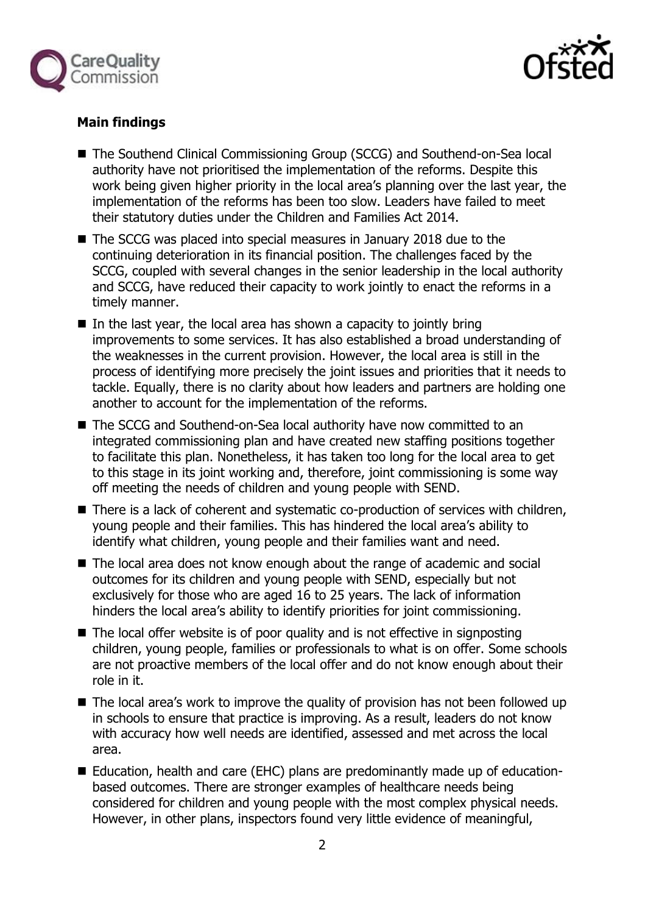**Main findings**

- The Southend Clinical Commissioning Group (SCCG) and Southend-on-Sea local authority have not prioritised the implementation of the reforms. Despite this work being given higher priority in the local area's planning over the last year, the implementation of the reforms has been too slow. Leaders have failed to meet their statutory duties under the Children and Families Act 2014.
- The SCCG was placed into special measures in January 2018 due to the continuing deterioration in its financial position. The challenges faced by the SCCG, coupled with several changes in the senior leadership in the local authority and SCCG, have reduced their capacity to work jointly to enact the reforms in a timely manner.
- In the last year, the local area has shown a capacity to jointly bring improvements to some services. It has also established a broad understanding of the weaknesses in the current provision. However, the local area is still in the process of identifying more precisely the joint issues and priorities that it needs to tackle. Equally, there is no clarity about how leaders and partners are holding one another to account for the implementation of the reforms.
- The SCCG and Southend-on-Sea local authority have now committed to an integrated commissioning plan and have created new staffing positions together to facilitate this plan. Nonetheless, it has taken too long for the local area to get to this stage in its joint working and, therefore, joint commissioning is some way off meeting the needs of children and young people with SEND.
- There is a lack of coherent and systematic co-production of services with children, young people and their families. This has hindered the local area's ability to identify what children, young people and their families want and need.
- The local area does not know enough about the range of academic and social outcomes for its children and young people with SEND, especially but not exclusively for those who are aged 16 to 25 years. The lack of information hinders the local area's ability to identify priorities for joint commissioning.
- The local offer website is of poor quality and is not effective in signposting children, young people, families or professionals to what is on offer. Some schools are not proactive members of the local offer and do not know enough about their role in it.
- The local area's work to improve the quality of provision has not been followed up in schools to ensure that practice is improving. As a result, leaders do not know with accuracy how well needs are identified, assessed and met across the local area.
- Education, health and care (EHC) plans are predominantly made up of education-based outcomes. There are stronger examples of healthcare needs being considered for children and young people with the most complex physical needs. However, in other plans, inspectors found very little evidence of meaningful,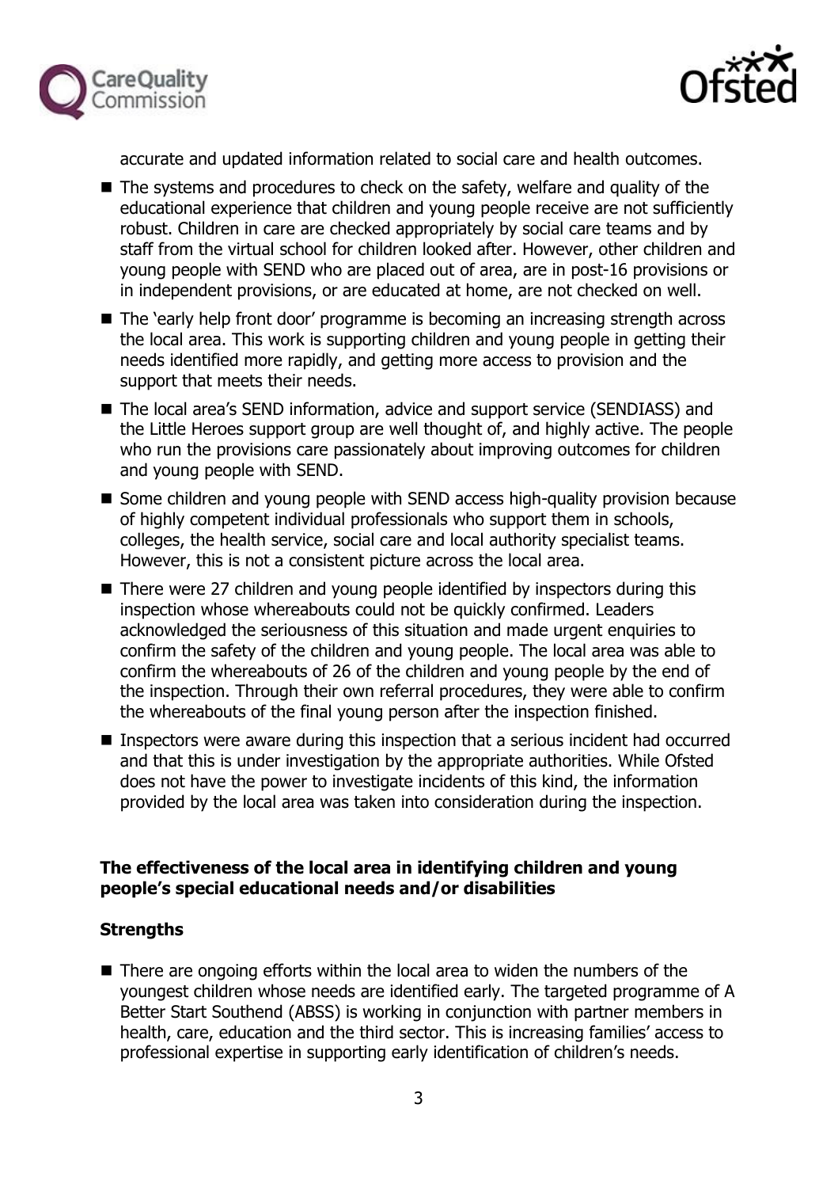accurate and updated information related to social care and health outcomes.

- The systems and procedures to check on the safety, welfare and quality of the educational experience that children and young people receive are not sufficiently robust. Children in care are checked appropriately by social care teams and by staff from the virtual school for children looked after. However, other children and young people with SEND who are placed out of area, are in post-16 provisions or in independent provisions, or are educated at home, are not checked on well.
- The 'early help front door' programme is becoming an increasing strength across the local area. This work is supporting children and young people in getting their needs identified more rapidly, and getting more access to provision and the support that meets their needs.
- The local area's SEND information, advice and support service (SENDIASS) and the Little Heroes support group are well thought of, and highly active. The people who run the provisions care passionately about improving outcomes for children and young people with SEND.
- Some children and young people with SEND access high-quality provision because of highly competent individual professionals who support them in schools, colleges, the health service, social care and local authority specialist teams. However, this is not a consistent picture across the local area.
- There were 27 children and young people identified by inspectors during this inspection whose whereabouts could not be quickly confirmed. Leaders acknowledged the seriousness of this situation and made urgent enquiries to confirm the safety of the children and young people. The local area was able to confirm the whereabouts of 26 of the children and young people by the end of the inspection. Through their own referral procedures, they were able to confirm the whereabouts of the final young person after the inspection finished.
- Inspectors were aware during this inspection that a serious incident had occurred and that this is under investigation by the appropriate authorities. While Ofsted does not have the power to investigate incidents of this kind, the information provided by the local area was taken into consideration during the inspection.

## The effectiveness of the local area in identifying children and young people's special educational needs and/or disabilities

### Strengths

- There are ongoing efforts within the local area to widen the numbers of the youngest children whose needs are identified early. The targeted programme of A Better Start Southend (ABSS) is working in conjunction with partner members in health, care, education and the third sector. This is increasing families' access to professional expertise in supporting early identification of children's needs.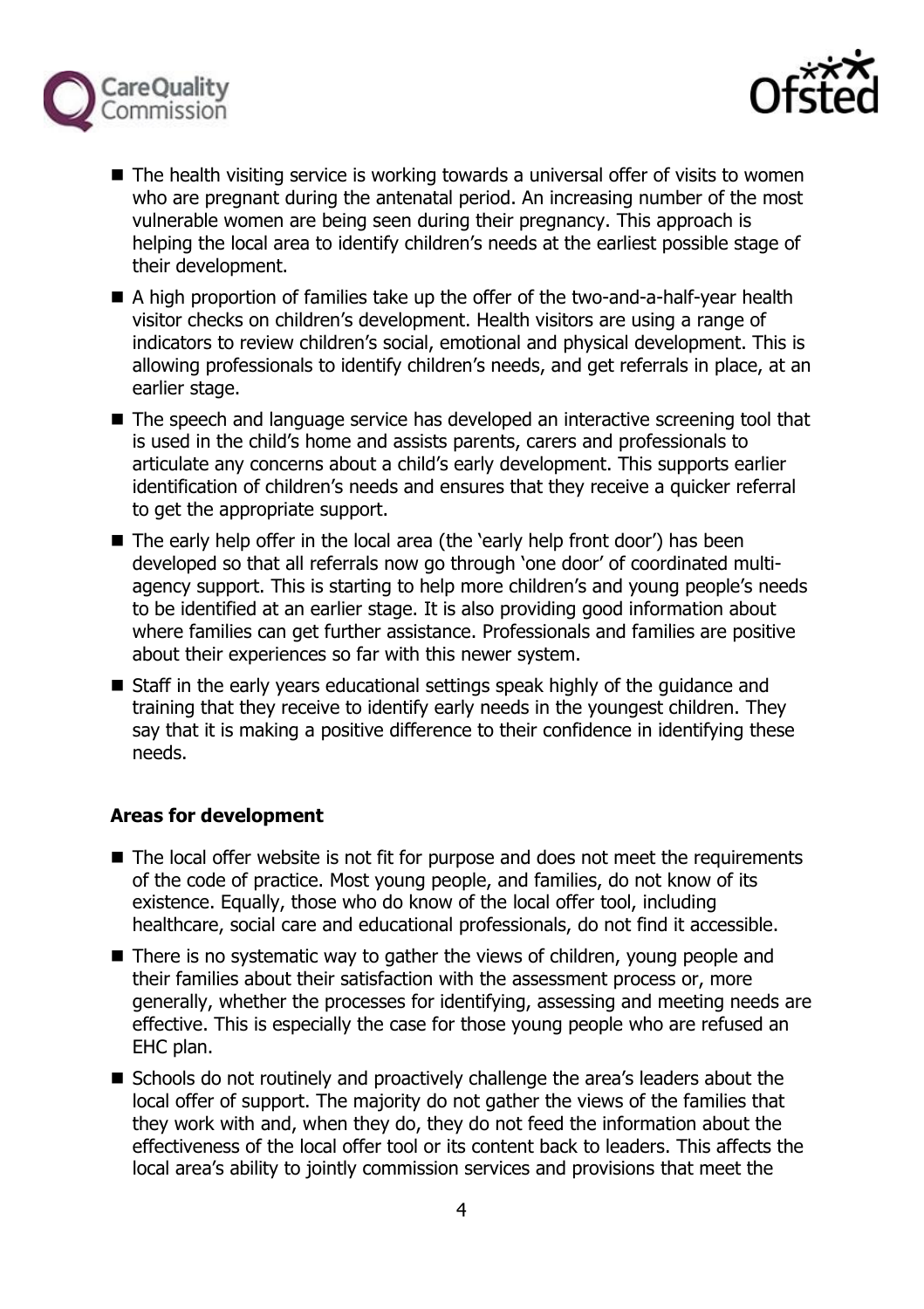- The health visiting service is working towards a universal offer of visits to women who are pregnant during the antenatal period. An increasing number of the most vulnerable women are being seen during their pregnancy. This approach is helping the local area to identify children's needs at the earliest possible stage of their development.
- A high proportion of families take up the offer of the two-and-a-half-year health visitor checks on children's development. Health visitors are using a range of indicators to review children's social, emotional and physical development. This is allowing professionals to identify children's needs, and get referrals in place, at an earlier stage.
- The speech and language service has developed an interactive screening tool that is used in the child's home and assists parents, carers and professionals to articulate any concerns about a child's early development. This supports earlier identification of children's needs and ensures that they receive a quicker referral to get the appropriate support.
- The early help offer in the local area (the 'early help front door') has been developed so that all referrals now go through 'one door' of coordinated multi-agency support. This is starting to help more children's and young people's needs to be identified at an earlier stage. It is also providing good information about where families can get further assistance. Professionals and families are positive about their experiences so far with this newer system.
- Staff in the early years educational settings speak highly of the guidance and training that they receive to identify early needs in the youngest children. They say that it is making a positive difference to their confidence in identifying these needs.

**Areas for development**

- The local offer website is not fit for purpose and does not meet the requirements of the code of practice. Most young people, and families, do not know of its existence. Equally, those who do know of the local offer tool, including healthcare, social care and educational professionals, do not find it accessible.
- There is no systematic way to gather the views of children, young people and their families about their satisfaction with the assessment process or, more generally, whether the processes for identifying, assessing and meeting needs are effective. This is especially the case for those young people who are refused an EHC plan.
- Schools do not routinely and proactively challenge the area's leaders about the local offer of support. The majority do not gather the views of the families that they work with and, when they do, they do not feed the information about the effectiveness of the local offer tool or its content back to leaders. This affects the local area's ability to jointly commission services and provisions that meet the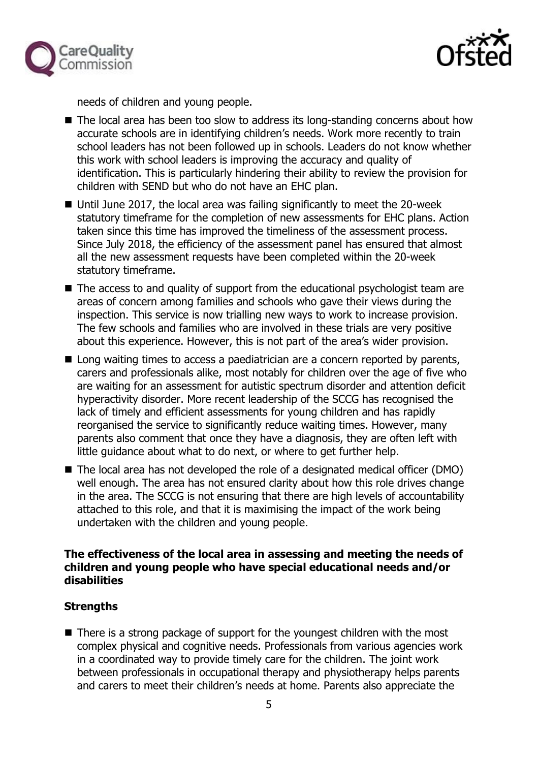needs of children and young people.

- The local area has been too slow to address its long-standing concerns about how accurate schools are in identifying children's needs. Work more recently to train school leaders has not been followed up in schools. Leaders do not know whether this work with school leaders is improving the accuracy and quality of identification. This is particularly hindering their ability to review the provision for children with SEND but who do not have an EHC plan.
- Until June 2017, the local area was failing significantly to meet the 20-week statutory timeframe for the completion of new assessments for EHC plans. Action taken since this time has improved the timeliness of the assessment process. Since July 2018, the efficiency of the assessment panel has ensured that almost all the new assessment requests have been completed within the 20-week statutory timeframe.
- The access to and quality of support from the educational psychologist team are areas of concern among families and schools who gave their views during the inspection. This service is now trialling new ways to work to increase provision. The few schools and families who are involved in these trials are very positive about this experience. However, this is not part of the area's wider provision.
- Long waiting times to access a paediatrician are a concern reported by parents, carers and professionals alike, most notably for children over the age of five who are waiting for an assessment for autistic spectrum disorder and attention deficit hyperactivity disorder. More recent leadership of the SCCG has recognised the lack of timely and efficient assessments for young children and has rapidly reorganised the service to significantly reduce waiting times. However, many parents also comment that once they have a diagnosis, they are often left with little guidance about what to do next, or where to get further help.
- The local area has not developed the role of a designated medical officer (DMO) well enough. The area has not ensured clarity about how this role drives change in the area. The SCCG is not ensuring that there are high levels of accountability attached to this role, and that it is maximising the impact of the work being undertaken with the children and young people.

**The effectiveness of the local area in assessing and meeting the needs of children and young people who have special educational needs and/or disabilities**

**Strengths**

- There is a strong package of support for the youngest children with the most complex physical and cognitive needs. Professionals from various agencies work in a coordinated way to provide timely care for the children. The joint work between professionals in occupational therapy and physiotherapy helps parents and carers to meet their children's needs at home. Parents also appreciate the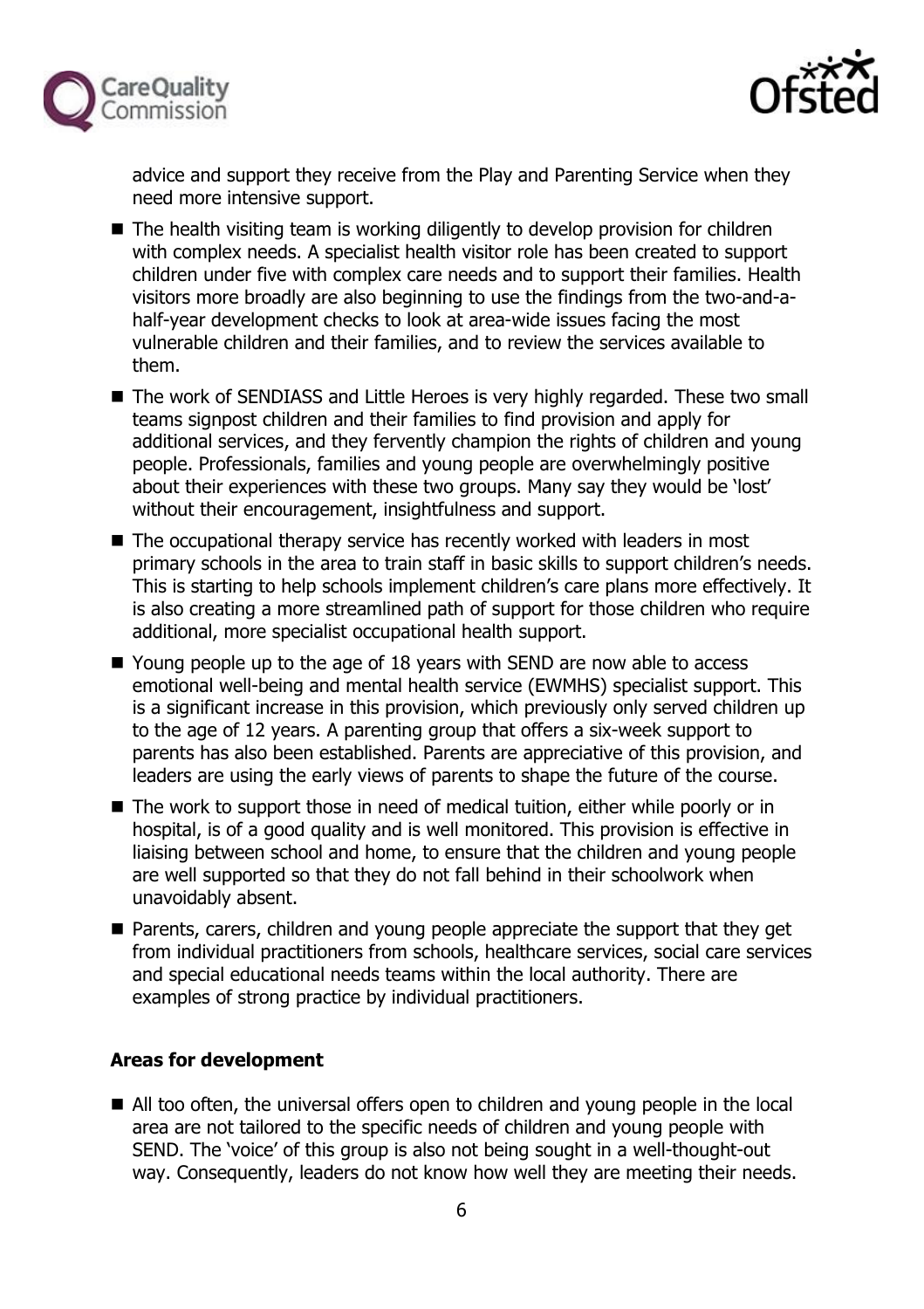advice and support they receive from the Play and Parenting Service when they need more intensive support.

- The health visiting team is working diligently to develop provision for children with complex needs. A specialist health visitor role has been created to support children under five with complex care needs and to support their families. Health visitors more broadly are also beginning to use the findings from the two-and-a-half-year development checks to look at area-wide issues facing the most vulnerable children and their families, and to review the services available to them.
- The work of SENDIASS and Little Heroes is very highly regarded. These two small teams signpost children and their families to find provision and apply for additional services, and they fervently champion the rights of children and young people. Professionals, families and young people are overwhelmingly positive about their experiences with these two groups. Many say they would be 'lost' without their encouragement, insightfulness and support.
- The occupational therapy service has recently worked with leaders in most primary schools in the area to train staff in basic skills to support children's needs. This is starting to help schools implement children's care plans more effectively. It is also creating a more streamlined path of support for those children who require additional, more specialist occupational health support.
- Young people up to the age of 18 years with SEND are now able to access emotional well-being and mental health service (EWMHS) specialist support. This is a significant increase in this provision, which previously only served children up to the age of 12 years. A parenting group that offers a six-week support to parents has also been established. Parents are appreciative of this provision, and leaders are using the early views of parents to shape the future of the course.
- The work to support those in need of medical tuition, either while poorly or in hospital, is of a good quality and is well monitored. This provision is effective in liaising between school and home, to ensure that the children and young people are well supported so that they do not fall behind in their schoolwork when unavoidably absent.
- Parents, carers, children and young people appreciate the support that they get from individual practitioners from schools, healthcare services, social care services and special educational needs teams within the local authority. There are examples of strong practice by individual practitioners.

**Areas for development**

- All too often, the universal offers open to children and young people in the local area are not tailored to the specific needs of children and young people with SEND. The 'voice' of this group is also not being sought in a well-thought-out way. Consequently, leaders do not know how well they are meeting their needs.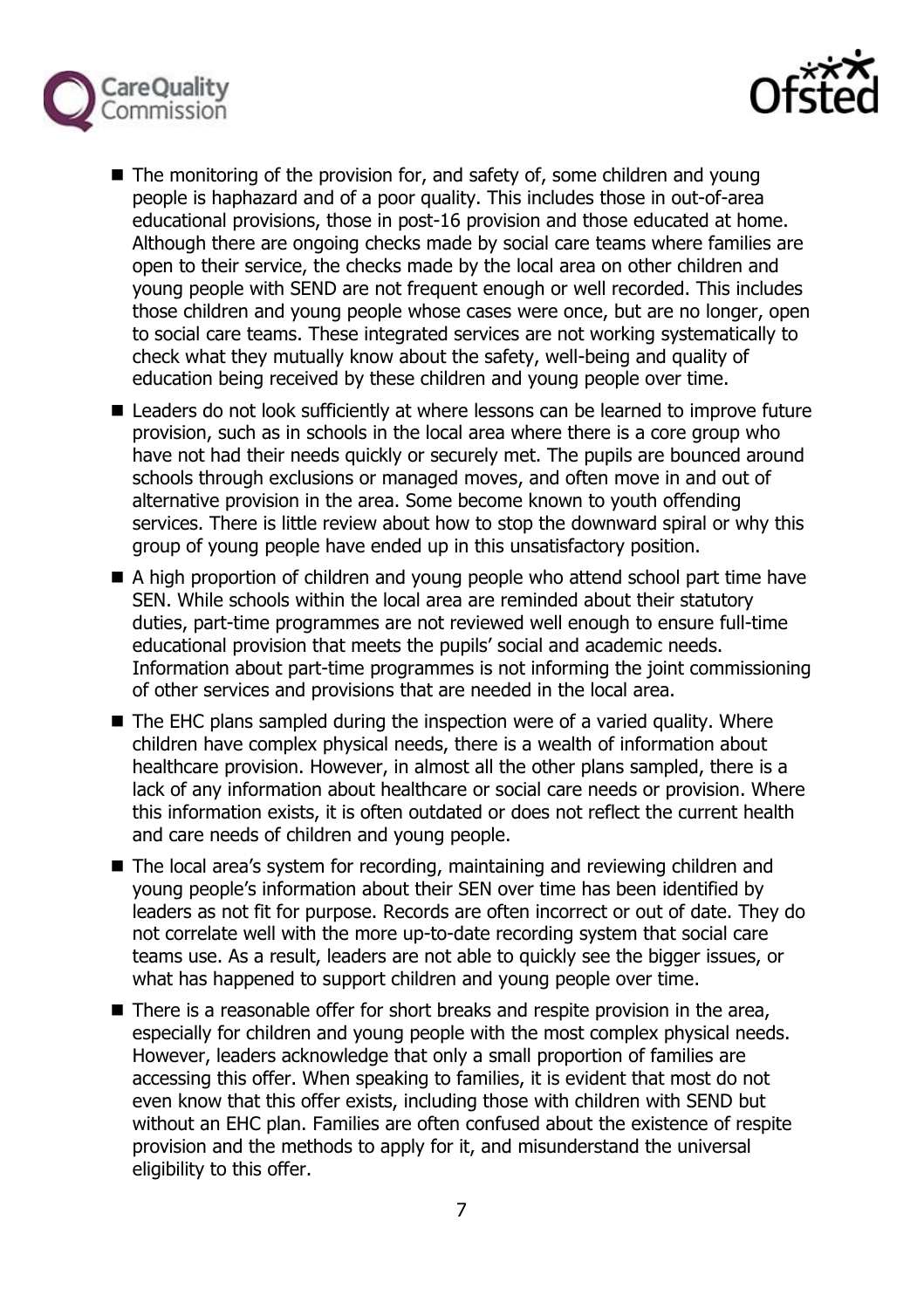- The monitoring of the provision for, and safety of, some children and young people is haphazard and of a poor quality. This includes those in out-of-area educational provisions, those in post-16 provision and those educated at home. Although there are ongoing checks made by social care teams where families are open to their service, the checks made by the local area on other children and young people with SEND are not frequent enough or well recorded. This includes those children and young people whose cases were once, but are no longer, open to social care teams. These integrated services are not working systematically to check what they mutually know about the safety, well-being and quality of education being received by these children and young people over time.
- Leaders do not look sufficiently at where lessons can be learned to improve future provision, such as in schools in the local area where there is a core group who have not had their needs quickly or securely met. The pupils are bounced around schools through exclusions or managed moves, and often move in and out of alternative provision in the area. Some become known to youth offending services. There is little review about how to stop the downward spiral or why this group of young people have ended up in this unsatisfactory position.
- A high proportion of children and young people who attend school part time have SEN. While schools within the local area are reminded about their statutory duties, part-time programmes are not reviewed well enough to ensure full-time educational provision that meets the pupils' social and academic needs. Information about part-time programmes is not informing the joint commissioning of other services and provisions that are needed in the local area.
- The EHC plans sampled during the inspection were of a varied quality. Where children have complex physical needs, there is a wealth of information about healthcare provision. However, in almost all the other plans sampled, there is a lack of any information about healthcare or social care needs or provision. Where this information exists, it is often outdated or does not reflect the current health and care needs of children and young people.
- The local area's system for recording, maintaining and reviewing children and young people's information about their SEN over time has been identified by leaders as not fit for purpose. Records are often incorrect or out of date. They do not correlate well with the more up-to-date recording system that social care teams use. As a result, leaders are not able to quickly see the bigger issues, or what has happened to support children and young people over time.
- There is a reasonable offer for short breaks and respite provision in the area, especially for children and young people with the most complex physical needs. However, leaders acknowledge that only a small proportion of families are accessing this offer. When speaking to families, it is evident that most do not even know that this offer exists, including those with children with SEND but without an EHC plan. Families are often confused about the existence of respite provision and the methods to apply for it, and misunderstand the universal eligibility to this offer.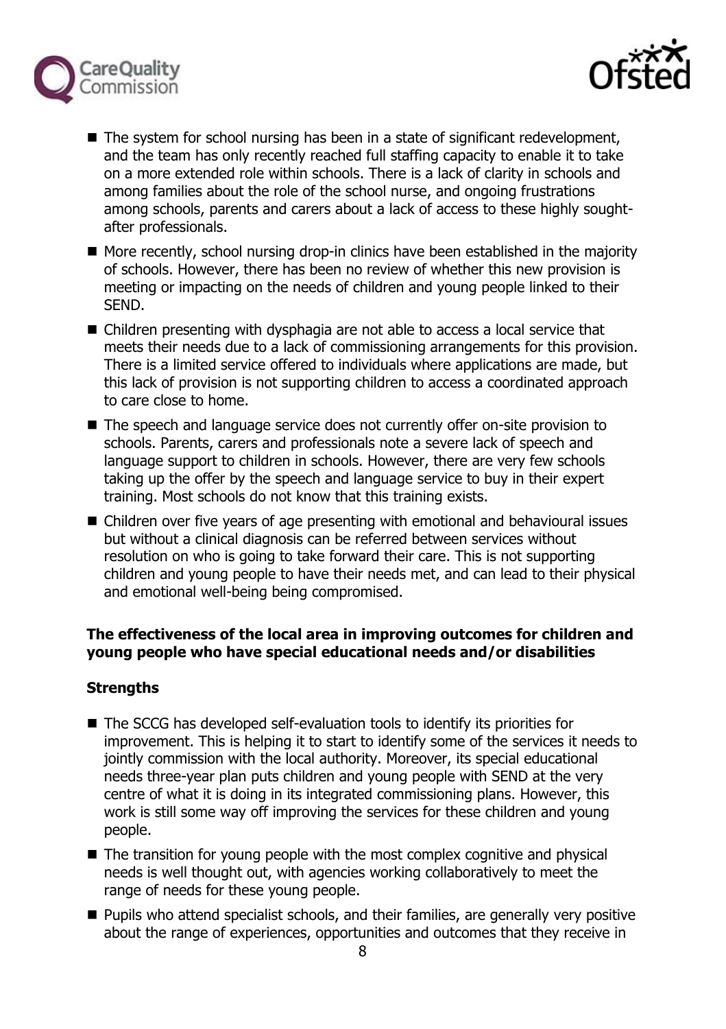- The system for school nursing has been in a state of significant redevelopment, and the team has only recently reached full staffing capacity to enable it to take on a more extended role within schools. There is a lack of clarity in schools and among families about the role of the school nurse, and ongoing frustrations among schools, parents and carers about a lack of access to these highly sought-after professionals.
- More recently, school nursing drop-in clinics have been established in the majority of schools. However, there has been no review of whether this new provision is meeting or impacting on the needs of children and young people linked to their SEND.
- Children presenting with dysphagia are not able to access a local service that meets their needs due to a lack of commissioning arrangements for this provision. There is a limited service offered to individuals where applications are made, but this lack of provision is not supporting children to access a coordinated approach to care close to home.
- The speech and language service does not currently offer on-site provision to schools. Parents, carers and professionals note a severe lack of speech and language support to children in schools. However, there are very few schools taking up the offer by the speech and language service to buy in their expert training. Most schools do not know that this training exists.
- Children over five years of age presenting with emotional and behavioural issues but without a clinical diagnosis can be referred between services without resolution on who is going to take forward their care. This is not supporting children and young people to have their needs met, and can lead to their physical and emotional well-being being compromised.

**The effectiveness of the local area in improving outcomes for children and young people who have special educational needs and/or disabilities**

**Strengths**

- The SCCG has developed self-evaluation tools to identify its priorities for improvement. This is helping it to start to identify some of the services it needs to jointly commission with the local authority. Moreover, its special educational needs three-year plan puts children and young people with SEND at the very centre of what it is doing in its integrated commissioning plans. However, this work is still some way off improving the services for these children and young people.
- The transition for young people with the most complex cognitive and physical needs is well thought out, with agencies working collaboratively to meet the range of needs for these young people.
- Pupils who attend specialist schools, and their families, are generally very positive about the range of experiences, opportunities and outcomes that they receive in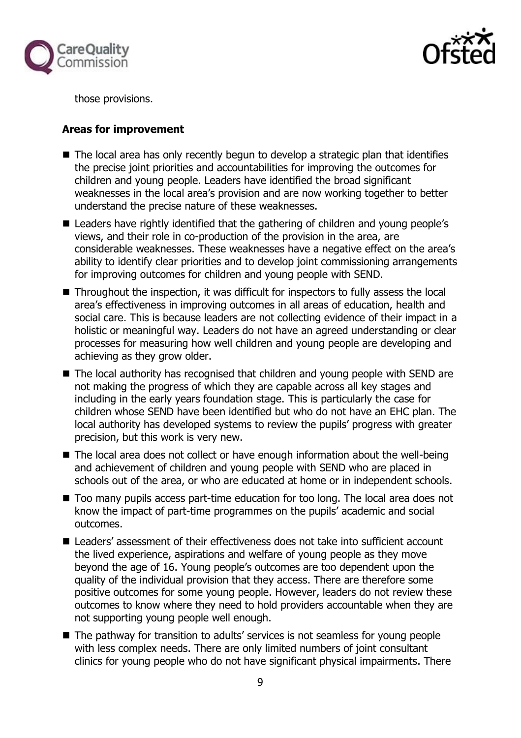those provisions.

**Areas for improvement**

- The local area has only recently begun to develop a strategic plan that identifies the precise joint priorities and accountabilities for improving the outcomes for children and young people. Leaders have identified the broad significant weaknesses in the local area's provision and are now working together to better understand the precise nature of these weaknesses.
- Leaders have rightly identified that the gathering of children and young people's views, and their role in co-production of the provision in the area, are considerable weaknesses. These weaknesses have a negative effect on the area's ability to identify clear priorities and to develop joint commissioning arrangements for improving outcomes for children and young people with SEND.
- Throughout the inspection, it was difficult for inspectors to fully assess the local area's effectiveness in improving outcomes in all areas of education, health and social care. This is because leaders are not collecting evidence of their impact in a holistic or meaningful way. Leaders do not have an agreed understanding or clear processes for measuring how well children and young people are developing and achieving as they grow older.
- The local authority has recognised that children and young people with SEND are not making the progress of which they are capable across all key stages and including in the early years foundation stage. This is particularly the case for children whose SEND have been identified but who do not have an EHC plan. The local authority has developed systems to review the pupils' progress with greater precision, but this work is very new.
- The local area does not collect or have enough information about the well-being and achievement of children and young people with SEND who are placed in schools out of the area, or who are educated at home or in independent schools.
- Too many pupils access part-time education for too long. The local area does not know the impact of part-time programmes on the pupils' academic and social outcomes.
- Leaders' assessment of their effectiveness does not take into sufficient account the lived experience, aspirations and welfare of young people as they move beyond the age of 16. Young people's outcomes are too dependent upon the quality of the individual provision that they access. There are therefore some positive outcomes for some young people. However, leaders do not review these outcomes to know where they need to hold providers accountable when they are not supporting young people well enough.
- The pathway for transition to adults' services is not seamless for young people with less complex needs. There are only limited numbers of joint consultant clinics for young people who do not have significant physical impairments. There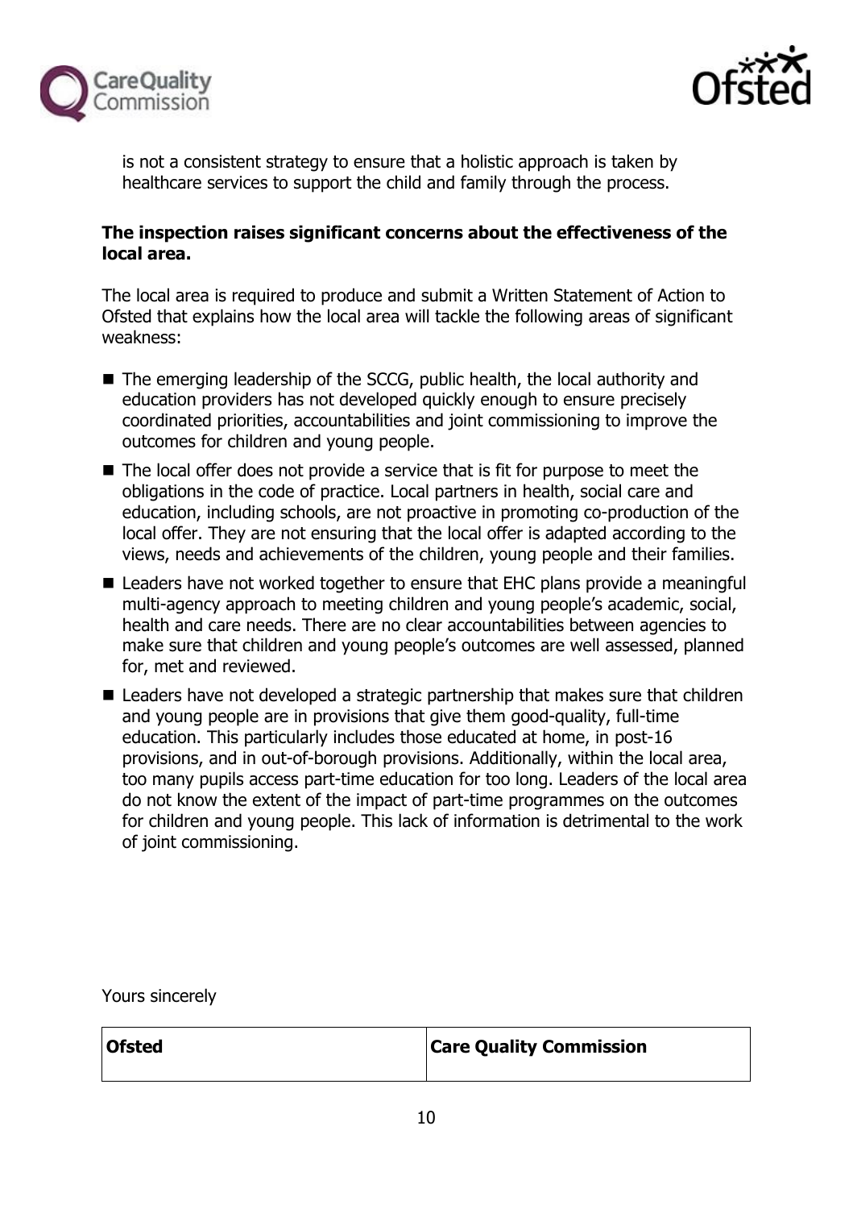is not a consistent strategy to ensure that a holistic approach is taken by healthcare services to support the child and family through the process.

**The inspection raises significant concerns about the effectiveness of the local area.**

The local area is required to produce and submit a Written Statement of Action to Ofsted that explains how the local area will tackle the following areas of significant weakness:

- The emerging leadership of the SCCG, public health, the local authority and education providers has not developed quickly enough to ensure precisely coordinated priorities, accountabilities and joint commissioning to improve the outcomes for children and young people.
- The local offer does not provide a service that is fit for purpose to meet the obligations in the code of practice. Local partners in health, social care and education, including schools, are not proactive in promoting co-production of the local offer. They are not ensuring that the local offer is adapted according to the views, needs and achievements of the children, young people and their families.
- Leaders have not worked together to ensure that EHC plans provide a meaningful multi-agency approach to meeting children and young people's academic, social, health and care needs. There are no clear accountabilities between agencies to make sure that children and young people's outcomes are well assessed, planned for, met and reviewed.
- Leaders have not developed a strategic partnership that makes sure that children and young people are in provisions that give them good-quality, full-time education. This particularly includes those educated at home, in post-16 provisions, and in out-of-borough provisions. Additionally, within the local area, too many pupils access part-time education for too long. Leaders of the local area do not know the extent of the impact of part-time programmes on the outcomes for children and young people. This lack of information is detrimental to the work of joint commissioning.

Yours sincerely

| Ofsted | Care Quality Commission |
|---|---|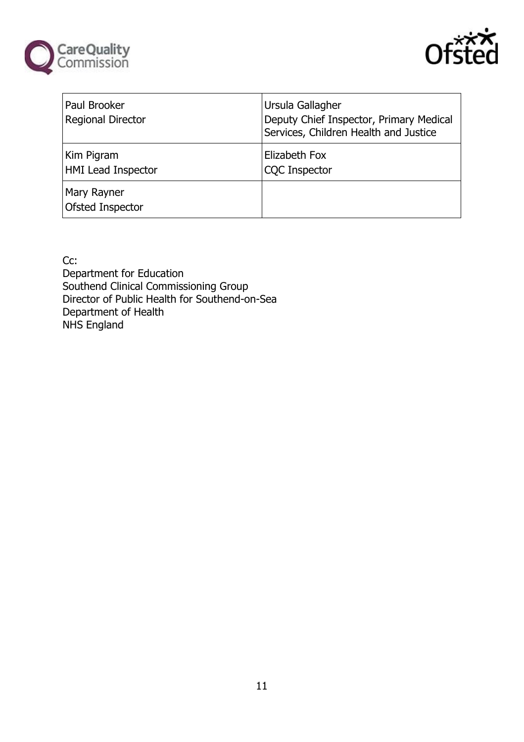| | |
|---|---|
| Paul Brooker<br>Regional Director | Ursula Gallagher<br>Deputy Chief Inspector, Primary Medical Services, Children Health and Justice |
| Kim Pigram<br>HMI Lead Inspector | Elizabeth Fox<br>CQC Inspector |
| Mary Rayner<br>Ofsted Inspector | |

Cc:
Department for Education
Southend Clinical Commissioning Group
Director of Public Health for Southend-on-Sea
Department of Health
NHS England